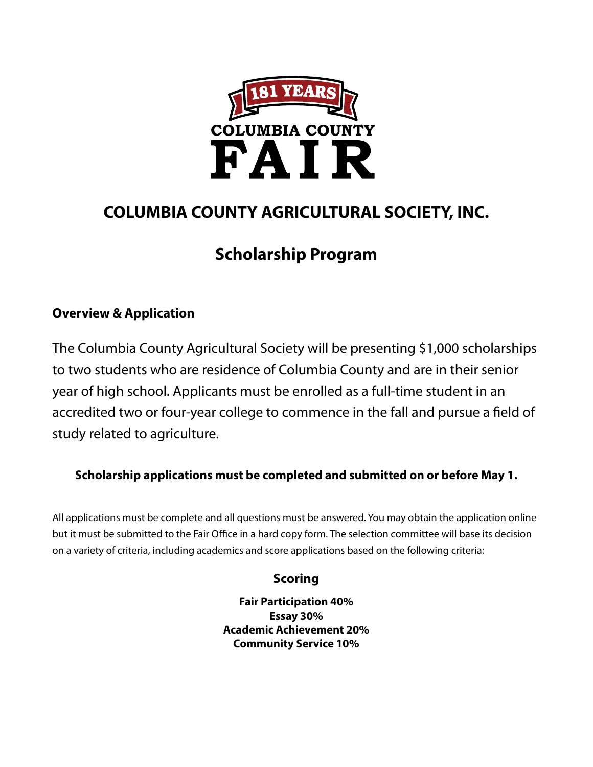181 YEARS

COLUMBIA COUNTY

FAIR

# COLUMBIA COUNTY AGRICULTURAL SOCIETY, INC.

## Scholarship Program

### Overview & Application

The Columbia County Agricultural Society will be presenting $1,000 scholarships to two students who are residence of Columbia County and are in their senior year of high school. Applicants must be enrolled as a full-time student in an accredited two or four-year college to commence in the fall and pursue a field of study related to agriculture.

**Scholarship applications must be completed and submitted on or before May 1.**

All applications must be complete and all questions must be answered. You may obtain the application online but it must be submitted to the Fair Office in a hard copy form. The selection committee will base its decision on a variety of criteria, including academics and score applications based on the following criteria:

### Scoring

**Fair Participation 40%**
**Essay 30%**
**Academic Achievement 20%**
**Community Service 10%**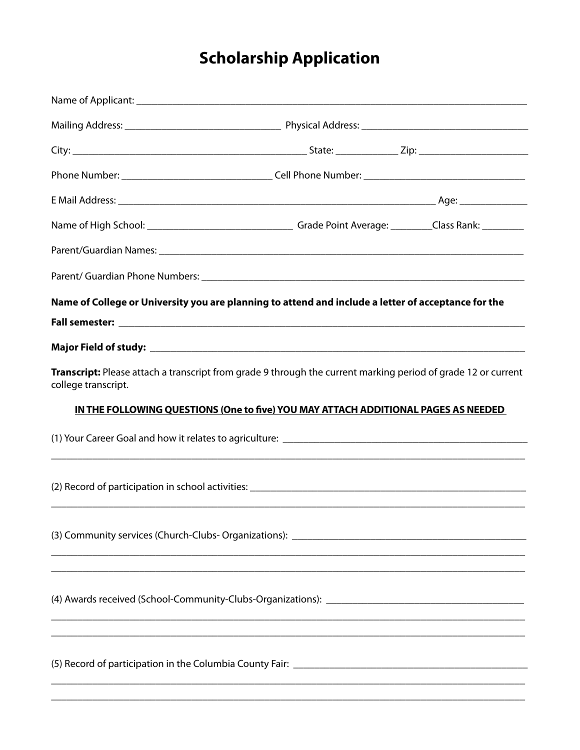# Scholarship Application

Name of Applicant: ____________________________________________

Mailing Address: ______________________ Physical Address: ______________________

City: ______________________ State: __________ Zip: ______________

Phone Number: ______________________ Cell Phone Number: ______________________

E Mail Address: ______________________________________ Age: __________

Name of High School: ______________________ Grade Point Average: ________Class Rank: ________

Parent/Guardian Names: ____________________________________________

Parent/ Guardian Phone Numbers: ____________________________________________

**Name of College or University you are planning to attend and include a letter of acceptance for the Fall semester:** ____________________________________________

**Major Field of study:** ____________________________________________

**Transcript:** Please attach a transcript from grade 9 through the current marking period of grade 12 or current college transcript.

**<u>IN THE FOLLOWING QUESTIONS (One to five) YOU MAY ATTACH ADDITIONAL PAGES AS NEEDED</u>**

(1) Your Career Goal and how it relates to agriculture: ______________________________________________

____________________________________________________________________________

(2) Record of participation in school activities: ______________________________________________

____________________________________________________________________________

(3) Community services (Church-Clubs- Organizations): ______________________________________________

____________________________________________________________________________

____________________________________________________________________________

(4) Awards received (School-Community-Clubs-Organizations): ______________________________________________

____________________________________________________________________________

____________________________________________________________________________

(5) Record of participation in the Columbia County Fair: ______________________________________________

____________________________________________________________________________

____________________________________________________________________________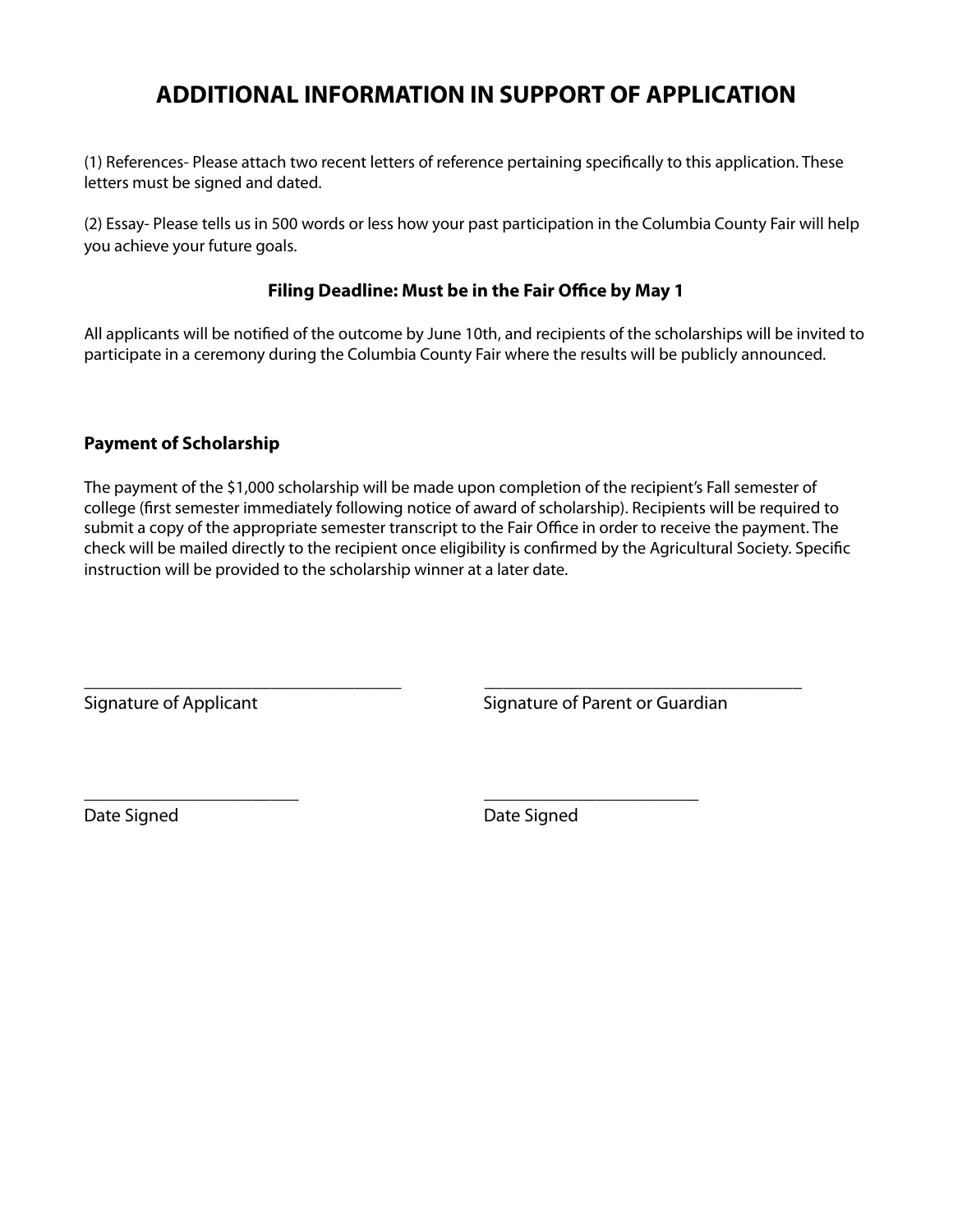# ADDITIONAL INFORMATION IN SUPPORT OF APPLICATION

(1) References- Please attach two recent letters of reference pertaining specifically to this application. These letters must be signed and dated.

(2) Essay- Please tells us in 500 words or less how your past participation in the Columbia County Fair will help you achieve your future goals.

**Filing Deadline: Must be in the Fair Office by May 1**

All applicants will be notified of the outcome by June 10th, and recipients of the scholarships will be invited to participate in a ceremony during the Columbia County Fair where the results will be publicly announced.

**Payment of Scholarship**

The payment of the $1,000 scholarship will be made upon completion of the recipient's Fall semester of college (first semester immediately following notice of award of scholarship). Recipients will be required to submit a copy of the appropriate semester transcript to the Fair Office in order to receive the payment. The check will be mailed directly to the recipient once eligibility is confirmed by the Agricultural Society. Specific instruction will be provided to the scholarship winner at a later date.

_________________________________ Signature of Applicant

_________________________________ Signature of Parent or Guardian

______________________ Date Signed

______________________ Date Signed